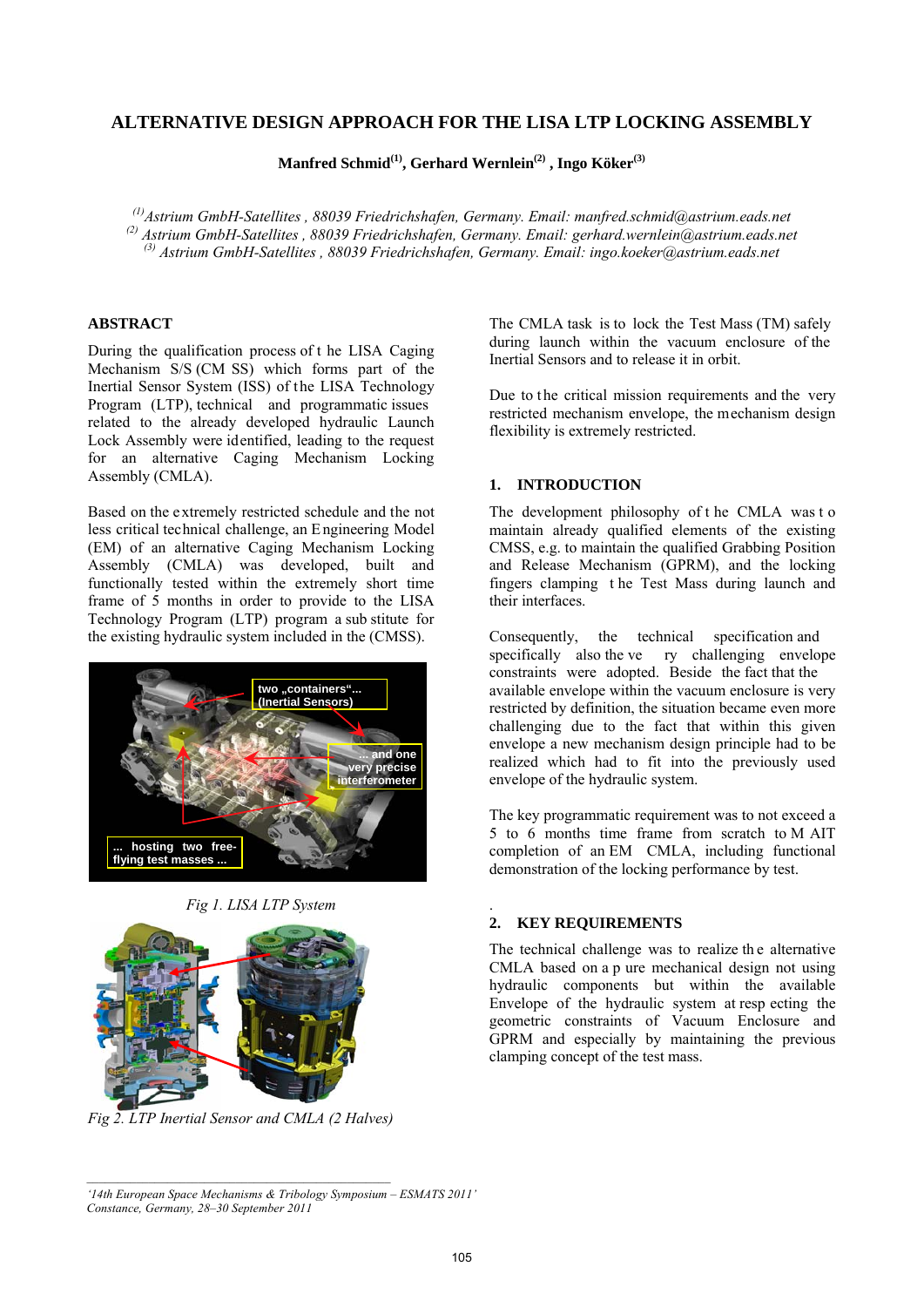# ALTERNATIVE DESIGN APPROACH FOR THE LISA LTP LOCKING ASSEMBLY

**Manfred Schmid[(1)], Gerhard Wernlein[(2)], Ingo Köker[(3)]**

*[(1)]Astrium GmbH-Satellites , 88039 Friedrichshafen, Germany. Email: manfred.schmid@astrium.eads.net*
*[(2)] Astrium GmbH-Satellites , 88039 Friedrichshafen, Germany. Email: gerhard.wernlein@astrium.eads.net*
*[(3)] Astrium GmbH-Satellites , 88039 Friedrichshafen, Germany. Email: ingo.koeker@astrium.eads.net*

## ABSTRACT

During the qualification process of the LISA Caging Mechanism S/S (CM SS) which forms part of the Inertial Sensor System (ISS) of the LISA Technology Program (LTP), technical and programmatic issues related to the already developed hydraulic Launch Lock Assembly were identified, leading to the request for an alternative Caging Mechanism Locking Assembly (CMLA).

Based on the extremely restricted schedule and the not less critical technical challenge, an Engineering Model (EM) of an alternative Caging Mechanism Locking Assembly (CMLA) was developed, built and functionally tested within the extremely short time frame of 5 months in order to provide to the LISA Technology Program (LTP) program a substitute for the existing hydraulic system included in the (CMSS).

two „containers"… (Inertial Sensors)

… and one very precise interferometer

… hosting two free-flying test masses …

*Fig 1. LISA LTP System*

*Fig 2. LTP Inertial Sensor and CMLA (2 Halves)*

The CMLA task is to lock the Test Mass (TM) safely during launch within the vacuum enclosure of the Inertial Sensors and to release it in orbit.

Due to the critical mission requirements and the very restricted mechanism envelope, the mechanism design flexibility is extremely restricted.

## 1. INTRODUCTION

The development philosophy of the CMLA was to maintain already qualified elements of the existing CMSS, e.g. to maintain the qualified Grabbing Position and Release Mechanism (GPRM), and the locking fingers clamping the Test Mass during launch and their interfaces.

Consequently, the technical specification and specifically also the very challenging envelope constraints were adopted. Beside the fact that the available envelope within the vacuum enclosure is very restricted by definition, the situation became even more challenging due to the fact that within this given envelope a new mechanism design principle had to be realized which had to fit into the previously used envelope of the hydraulic system.

The key programmatic requirement was to not exceed a 5 to 6 months time frame from scratch to M AIT completion of an EM CMLA, including functional demonstration of the locking performance by test.

## 2. KEY REQUIREMENTS

The technical challenge was to realize the alternative CMLA based on a pure mechanical design not using hydraulic components but within the available Envelope of the hydraulic system at respecting the geometric constraints of Vacuum Enclosure and GPRM and especially by maintaining the previous clamping concept of the test mass.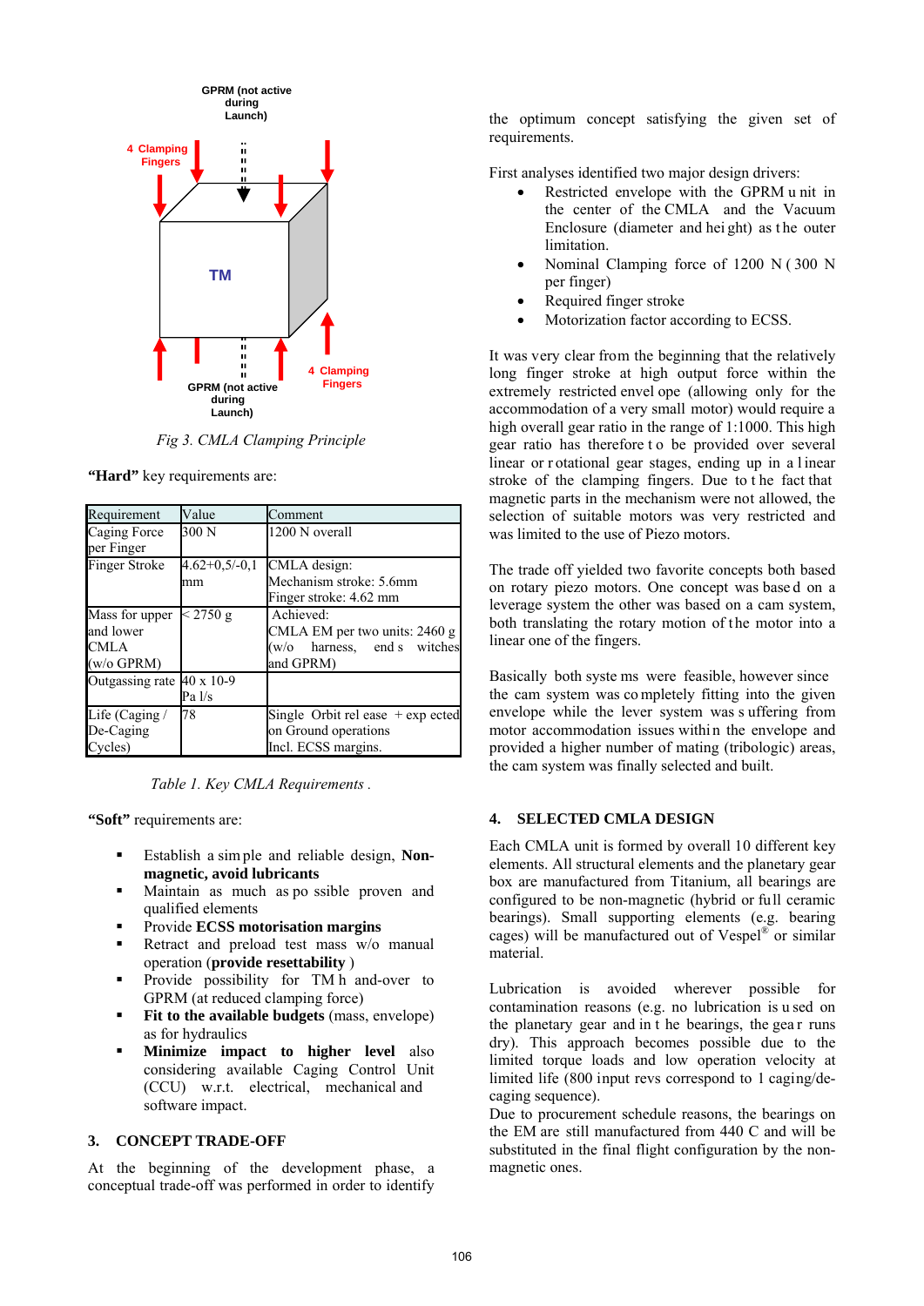GPRM (not active during Launch)

4 Clamping Fingers

TM

GPRM (not active during Launch)

4 Clamping Fingers

*Fig 3. CMLA Clamping Principle*

**"Hard"** key requirements are:

| Requirement | Value | Comment |
|---|---|---|
| Caging Force per Finger | 300 N | 1200 N overall |
| Finger Stroke | 4.62+0,5/-0,1 mm | CMLA design: Mechanism stroke: 5.6mm Finger stroke: 4.62 mm |
| Mass for upper and lower CMLA (w/o GPRM) | < 2750 g | Achieved: CMLA EM per two units: 2460 g (w/o harness, end s witches and GPRM) |
| Outgassing rate | 40 x 10-9 Pa l/s | |
| Life (Caging / De-Caging Cycles) | 78 | Single Orbit rel ease + exp ected on Ground operations Incl. ECSS margins. |

*Table 1. Key CMLA Requirements .*

**"Soft"** requirements are:

- Establish a simple and reliable design, **Non-magnetic, avoid lubricants**
- Maintain as much as possible proven and qualified elements
- Provide **ECSS motorisation margins**
- Retract and preload test mass w/o manual operation (**provide resettability** )
- Provide possibility for TM h and-over to GPRM (at reduced clamping force)
- **Fit to the available budgets** (mass, envelope) as for hydraulics
- **Minimize impact to higher level** also considering available Caging Control Unit (CCU) w.r.t. electrical, mechanical and software impact.

## 3. CONCEPT TRADE-OFF

At the beginning of the development phase, a conceptual trade-off was performed in order to identify the optimum concept satisfying the given set of requirements.

First analyses identified two major design drivers:

- Restricted envelope with the GPRM u nit in the center of the CMLA and the Vacuum Enclosure (diameter and hei ght) as t he outer limitation.
- Nominal Clamping force of 1200 N ( 300 N per finger)
- Required finger stroke
- Motorization factor according to ECSS.

It was very clear from the beginning that the relatively long finger stroke at high output force within the extremely restricted envel ope (allowing only for the accommodation of a very small motor) would require a high overall gear ratio in the range of 1:1000. This high gear ratio has therefore t o be provided over several linear or r otational gear stages, ending up in a l inear stroke of the clamping fingers. Due to t he fact that magnetic parts in the mechanism were not allowed, the selection of suitable motors was very restricted and was limited to the use of Piezo motors.

The trade off yielded two favorite concepts both based on rotary piezo motors. One concept was base d on a leverage system the other was based on a cam system, both translating the rotary motion of t he motor into a linear one of the fingers.

Basically both syste ms were feasible, however since the cam system was co mpletely fitting into the given envelope while the lever system was s uffering from motor accommodation issues withi n the envelope and provided a higher number of mating (tribologic) areas, the cam system was finally selected and built.

## 4. SELECTED CMLA DESIGN

Each CMLA unit is formed by overall 10 different key elements. All structural elements and the planetary gear box are manufactured from Titanium, all bearings are configured to be non-magnetic (hybrid or full ceramic bearings). Small supporting elements (e.g. bearing cages) will be manufactured out of Vespel® or similar material.

Lubrication is avoided wherever possible for contamination reasons (e.g. no lubrication is u sed on the planetary gear and in t he bearings, the gea r runs dry). This approach becomes possible due to the limited torque loads and low operation velocity at limited life (800 input revs correspond to 1 caging/de-caging sequence).

Due to procurement schedule reasons, the bearings on the EM are still manufactured from 440 C and will be substituted in the final flight configuration by the non-magnetic ones.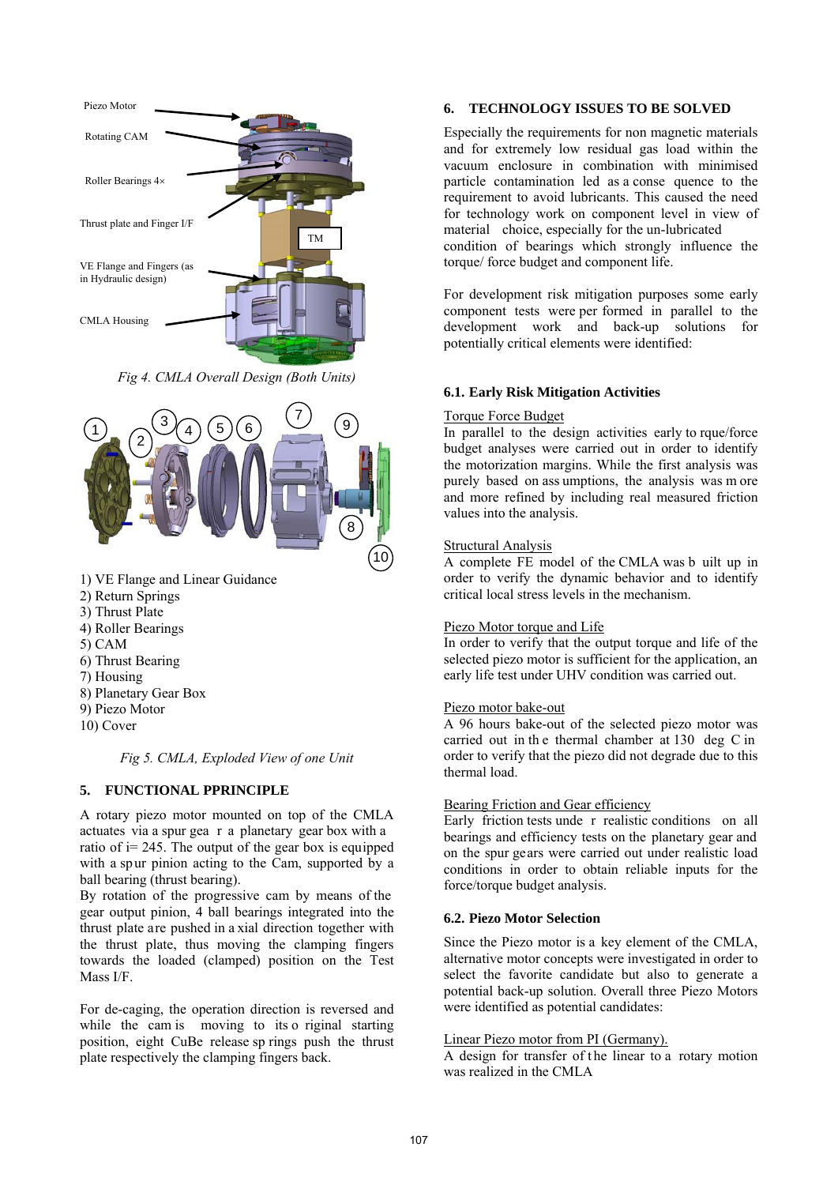Piezo Motor

Rotating CAM

Roller Bearings 4×

Thrust plate and Finger I/F

TM

VE Flange and Fingers (as in Hydraulic design)

CMLA Housing

*Fig 4. CMLA Overall Design (Both Units)*

1 2 3 4 5 6 7 9 8 10

1) VE Flange and Linear Guidance
2) Return Springs
3) Thrust Plate
4) Roller Bearings
5) CAM
6) Thrust Bearing
7) Housing
8) Planetary Gear Box
9) Piezo Motor
10) Cover

*Fig 5. CMLA, Exploded View of one Unit*

## 5. FUNCTIONAL PPRINCIPLE

A rotary piezo motor mounted on top of the CMLA actuates via a spur gear a planetary gear box with a ratio of i= 245. The output of the gear box is equipped with a spur pinion acting to the Cam, supported by a ball bearing (thrust bearing).
By rotation of the progressive cam by means of the gear output pinion, 4 ball bearings integrated into the thrust plate are pushed in axial direction together with the thrust plate, thus moving the clamping fingers towards the loaded (clamped) position on the Test Mass I/F.

For de-caging, the operation direction is reversed and while the cam is moving to its original starting position, eight CuBe release springs push the thrust plate respectively the clamping fingers back.

## 6. TECHNOLOGY ISSUES TO BE SOLVED

Especially the requirements for non magnetic materials and for extremely low residual gas load within the vacuum enclosure in combination with minimised particle contamination led as a consequence to the requirement to avoid lubricants. This caused the need for technology work on component level in view of material choice, especially for the un-lubricated condition of bearings which strongly influence the torque/ force budget and component life.

For development risk mitigation purposes some early component tests were performed in parallel to the development work and back-up solutions for potentially critical elements were identified:

### 6.1. Early Risk Mitigation Activities

Torque Force Budget
In parallel to the design activities early torque/force budget analyses were carried out in order to identify the motorization margins. While the first analysis was purely based on assumptions, the analysis was more and more refined by including real measured friction values into the analysis.

Structural Analysis
A complete FE model of the CMLA was built up in order to verify the dynamic behavior and to identify critical local stress levels in the mechanism.

Piezo Motor torque and Life
In order to verify that the output torque and life of the selected piezo motor is sufficient for the application, an early life test under UHV condition was carried out.

Piezo motor bake-out
A 96 hours bake-out of the selected piezo motor was carried out in the thermal chamber at 130 deg C in order to verify that the piezo did not degrade due to this thermal load.

Bearing Friction and Gear efficiency
Early friction tests under realistic conditions on all bearings and efficiency tests on the planetary gear and on the spur gears were carried out under realistic load conditions in order to obtain reliable inputs for the force/torque budget analysis.

### 6.2. Piezo Motor Selection

Since the Piezo motor is a key element of the CMLA, alternative motor concepts were investigated in order to select the favorite candidate but also to generate a potential back-up solution. Overall three Piezo Motors were identified as potential candidates:

Linear Piezo motor from PI (Germany).
A design for transfer of the linear to a rotary motion was realized in the CMLA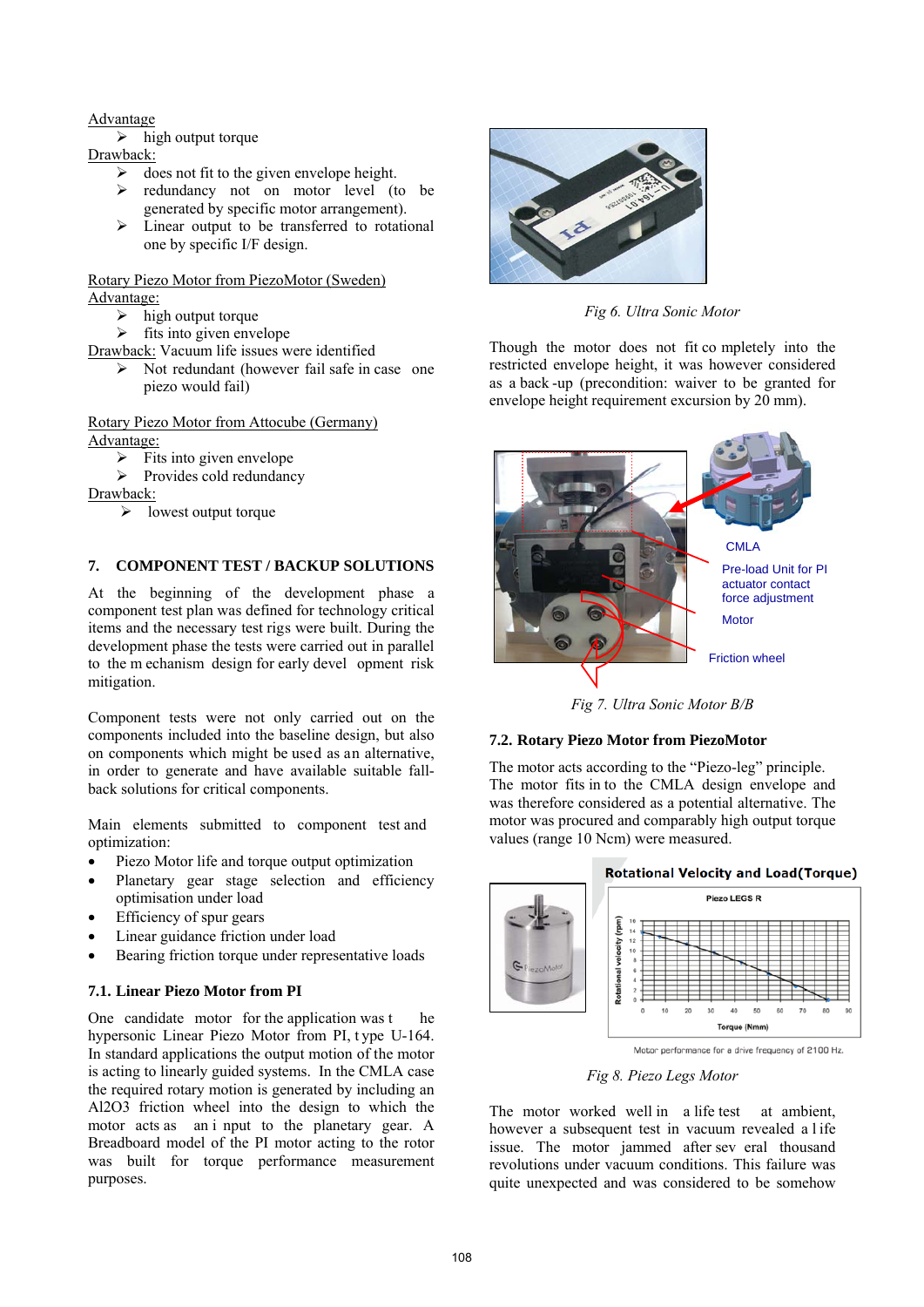Advantage

- high output torque

Drawback:

- does not fit to the given envelope height.
- redundancy not on motor level (to be generated by specific motor arrangement).
- Linear output to be transferred to rotational one by specific I/F design.

Rotary Piezo Motor from PiezoMotor (Sweden)

Advantage:

- high output torque
- fits into given envelope

Drawback: Vacuum life issues were identified

- Not redundant (however fail safe in case one piezo would fail)

Rotary Piezo Motor from Attocube (Germany)

Advantage:

- Fits into given envelope
- Provides cold redundancy

Drawback:

- lowest output torque

## 7. COMPONENT TEST / BACKUP SOLUTIONS

At the beginning of the development phase a component test plan was defined for technology critical items and the necessary test rigs were built. During the development phase the tests were carried out in parallel to the mechanism design for early development risk mitigation.

Component tests were not only carried out on the components included into the baseline design, but also on components which might be used as an alternative, in order to generate and have available suitable fall-back solutions for critical components.

Main elements submitted to component test and optimization:

- Piezo Motor life and torque output optimization
- Planetary gear stage selection and efficiency optimisation under load
- Efficiency of spur gears
- Linear guidance friction under load
- Bearing friction torque under representative loads

### 7.1. Linear Piezo Motor from PI

One candidate motor for the application was the hypersonic Linear Piezo Motor from PI, type U-164. In standard applications the output motion of the motor is acting to linearly guided systems. In the CMLA case the required rotary motion is generated by including an Al2O3 friction wheel into the design to which the motor acts as an input to the planetary gear. A Breadboard model of the PI motor acting to the rotor was built for torque performance measurement purposes.

*Fig 6. Ultra Sonic Motor*

Though the motor does not fit completely into the restricted envelope height, it was however considered as a back-up (precondition: waiver to be granted for envelope height requirement excursion by 20 mm).

CMLA

Pre-load Unit for PI actuator contact force adjustment

Motor

Friction wheel

*Fig 7. Ultra Sonic Motor B/B*

### 7.2. Rotary Piezo Motor from PiezoMotor

The motor acts according to the "Piezo-leg" principle. The motor fits in to the CMLA design envelope and was therefore considered as a potential alternative. The motor was procured and comparably high output torque values (range 10 Ncm) were measured.

Rotational Velocity and Load(Torque)

Piezo LEGS R

Rotational velocity (rpm)

16
14
12
10
8
6
4
2
0

0 10 20 30 40 50 60 70 80 90

Torque (Nmm)

Motor performance for a drive frequency of 2100 Hz.

*Fig 8. Piezo Legs Motor*

The motor worked well in a life test at ambient, however a subsequent test in vacuum revealed a life issue. The motor jammed after several thousand revolutions under vacuum conditions. This failure was quite unexpected and was considered to be somehow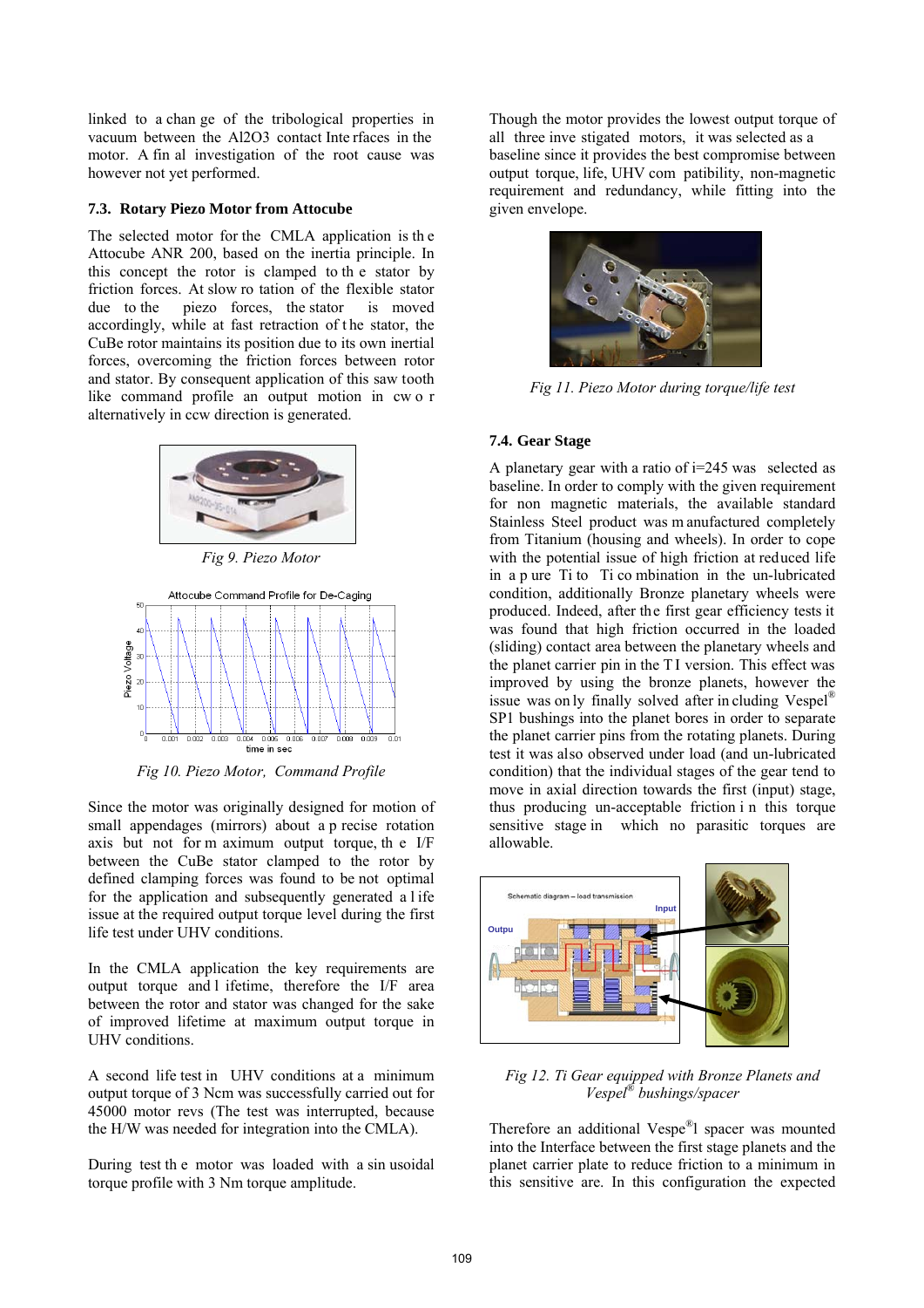linked to a change of the tribological properties in vacuum between the Al2O3 contact Interfaces in the motor. A final investigation of the root cause was however not yet performed.

### 7.3. Rotary Piezo Motor from Attocube

The selected motor for the CMLA application is the Attocube ANR 200, based on the inertia principle. In this concept the rotor is clamped to the stator by friction forces. At slow rotation of the flexible stator due to the piezo forces, the stator is moved accordingly, while at fast retraction of the stator, the CuBe rotor maintains its position due to its own inertial forces, overcoming the friction forces between rotor and stator. By consequent application of this saw tooth like command profile an output motion in cw or alternatively in ccw direction is generated.

Fig 9. Piezo Motor

Attocube Command Profile for De-Caging

Piezo Voltage

50
40
30
20
10
0

0 0.001 0.002 0.003 0.004 0.005 0.006 0.007 0.008 0.009 0.01

time in sec

Fig 10. Piezo Motor, Command Profile

Since the motor was originally designed for motion of small appendages (mirrors) about a precise rotation axis but not for maximum output torque, the I/F between the CuBe stator clamped to the rotor by defined clamping forces was found to be not optimal for the application and subsequently generated a life issue at the required output torque level during the first life test under UHV conditions.

In the CMLA application the key requirements are output torque and lifetime, therefore the I/F area between the rotor and stator was changed for the sake of improved lifetime at maximum output torque in UHV conditions.

A second life test in UHV conditions at a minimum output torque of 3 Ncm was successfully carried out for 45000 motor revs (The test was interrupted, because the H/W was needed for integration into the CMLA).

During test the motor was loaded with a sinusoidal torque profile with 3 Nm torque amplitude.

Though the motor provides the lowest output torque of all three investigated motors, it was selected as a baseline since it provides the best compromise between output torque, life, UHV compatibility, non-magnetic requirement and redundancy, while fitting into the given envelope.

Fig 11. Piezo Motor during torque/life test

### 7.4. Gear Stage

A planetary gear with a ratio of i=245 was selected as baseline. In order to comply with the given requirement for non magnetic materials, the available standard Stainless Steel product was manufactured completely from Titanium (housing and wheels). In order to cope with the potential issue of high friction at reduced life in a pure Ti to Ti combination in the un-lubricated condition, additionally Bronze planetary wheels were produced. Indeed, after the first gear efficiency tests it was found that high friction occurred in the loaded (sliding) contact area between the planetary wheels and the planet carrier pin in the TI version. This effect was improved by using the bronze planets, however the issue was only finally solved after including Vespel® SP1 bushings into the planet bores in order to separate the planet carrier pins from the rotating planets. During test it was also observed under load (and un-lubricated condition) that the individual stages of the gear tend to move in axial direction towards the first (input) stage, thus producing un-acceptable friction in this torque sensitive stage in which no parasitic torques are allowable.

Schematic diagram – load transmission

Input

Outpu

Fig 12. Ti Gear equipped with Bronze Planets and Vespel® bushings/spacer

Therefore an additional Vespel® spacer was mounted into the Interface between the first stage planets and the planet carrier plate to reduce friction to a minimum in this sensitive are. In this configuration the expected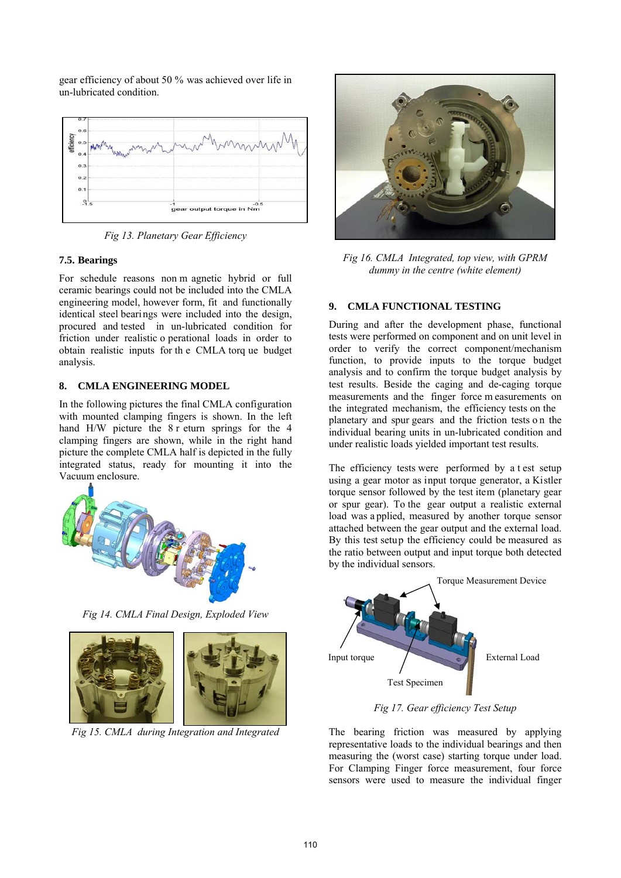gear efficiency of about 50 % was achieved over life in un-lubricated condition.

efficiency
0.7
0.6
0.5
0.4
0.3
0.2
0.1
0
-1.5
-1
-0.5
gear output torque in Nm

*Fig 13. Planetary Gear Efficiency*

### 7.5. Bearings

For schedule reasons non magnetic hybrid or full ceramic bearings could not be included into the CMLA engineering model, however form, fit and functionally identical steel bearings were included into the design, procured and tested in un-lubricated condition for friction under realistic operational loads in order to obtain realistic inputs for the CMLA torque budget analysis.

## 8. CMLA ENGINEERING MODEL

In the following pictures the final CMLA configuration with mounted clamping fingers is shown. In the left hand H/W picture the 8 return springs for the 4 clamping fingers are shown, while in the right hand picture the complete CMLA half is depicted in the fully integrated status, ready for mounting it into the Vacuum enclosure.

*Fig 14. CMLA Final Design, Exploded View*

*Fig 15. CMLA during Integration and Integrated*

*Fig 16. CMLA Integrated, top view, with GPRM dummy in the centre (white element)*

## 9. CMLA FUNCTIONAL TESTING

During and after the development phase, functional tests were performed on component and on unit level in order to verify the correct component/mechanism function, to provide inputs to the torque budget analysis and to confirm the torque budget analysis by test results. Beside the caging and de-caging torque measurements and the finger force measurements on the integrated mechanism, the efficiency tests on the planetary and spur gears and the friction tests on the individual bearing units in un-lubricated condition and under realistic loads yielded important test results.

The efficiency tests were performed by a test setup using a gear motor as input torque generator, a Kistler torque sensor followed by the test item (planetary gear or spur gear). To the gear output a realistic external load was applied, measured by another torque sensor attached between the gear output and the external load. By this test setup the efficiency could be measured as the ratio between output and input torque both detected by the individual sensors.

Torque Measurement Device
Input torque
External Load
Test Specimen

*Fig 17. Gear efficiency Test Setup*

The bearing friction was measured by applying representative loads to the individual bearings and then measuring the (worst case) starting torque under load. For Clamping Finger force measurement, four force sensors were used to measure the individual finger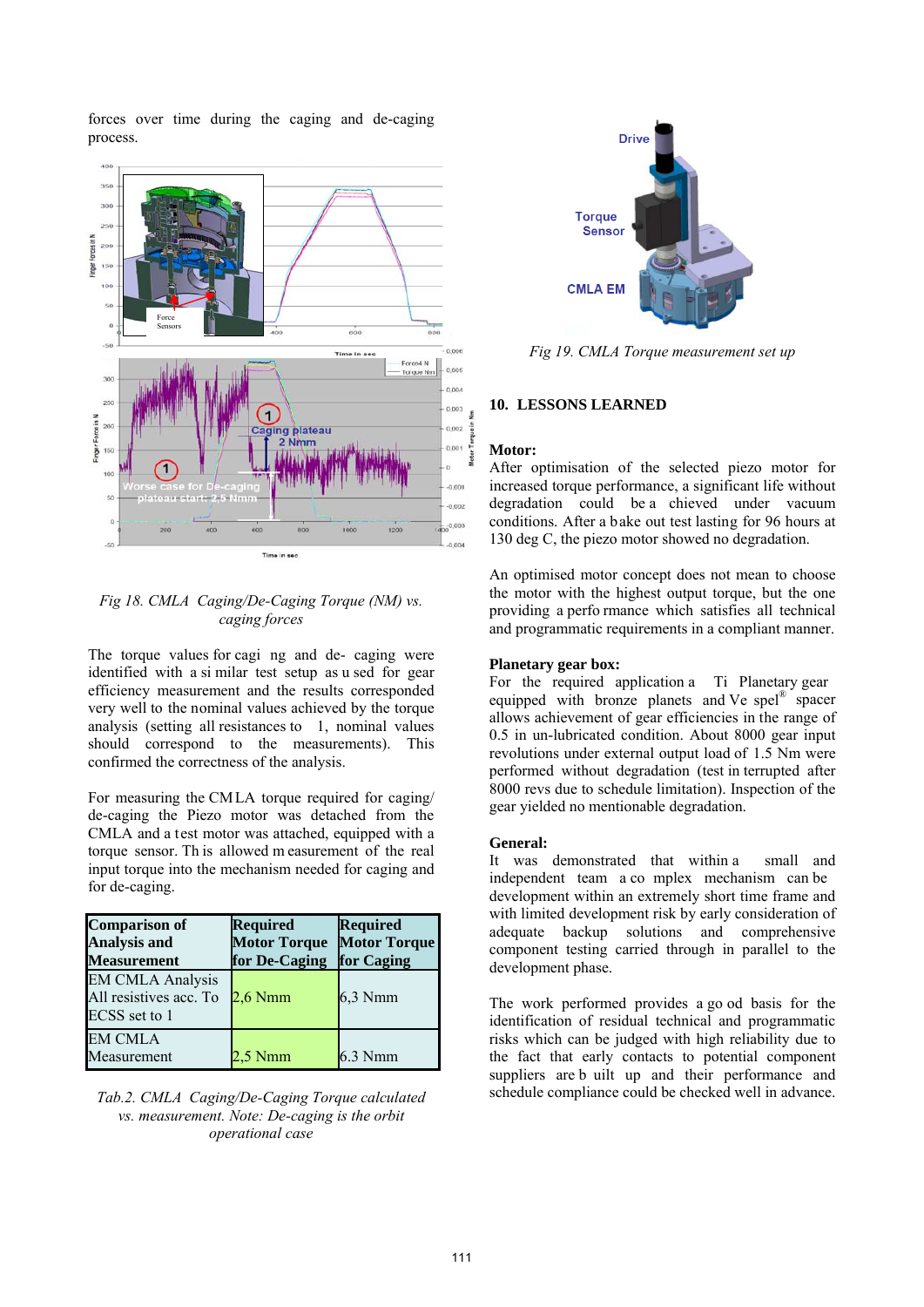forces over time during the caging and de-caging process.

Force Sensors

Finger Forces in N

Time in sec

Force4 N
Torque Nm

Caging plateau
2 Nmm

Worse case for De-caging
plateau start: 2.5 Nmm

Finger Force in N

Motor Torque in Nm

Time in sec

*Fig 18. CMLA Caging/De-Caging Torque (NM) vs. caging forces*

The torque values for caging and de-caging were identified with a similar test setup as used for gear efficiency measurement and the results corresponded very well to the nominal values achieved by the torque analysis (setting all resistances to 1, nominal values should correspond to the measurements). This confirmed the correctness of the analysis.

For measuring the CMLA torque required for caging/ de-caging the Piezo motor was detached from the CMLA and a test motor was attached, equipped with a torque sensor. This allowed measurement of the real input torque into the mechanism needed for caging and for de-caging.

| **Comparison of Analysis and Measurement** | **Required Motor Torque for De-Caging** | **Required Motor Torque for Caging** |
|---|---|---|
| EM CMLA Analysis All resistives acc. To ECSS set to 1 | 2,6 Nmm | 6,3 Nmm |
| EM CMLA Measurement | 2,5 Nmm | 6.3 Nmm |

*Tab.2. CMLA Caging/De-Caging Torque calculated vs. measurement. Note: De-caging is the orbit operational case*

Drive

Torque Sensor

CMLA EM

*Fig 19. CMLA Torque measurement set up*

## 10. LESSONS LEARNED

**Motor:**
After optimisation of the selected piezo motor for increased torque performance, a significant life without degradation could be achieved under vacuum conditions. After a bake out test lasting for 96 hours at 130 deg C, the piezo motor showed no degradation.

An optimised motor concept does not mean to choose the motor with the highest output torque, but the one providing a performance which satisfies all technical and programmatic requirements in a compliant manner.

**Planetary gear box:**
For the required application a Ti Planetary gear equipped with bronze planets and Vespel® spacer allows achievement of gear efficiencies in the range of 0.5 in un-lubricated condition. About 8000 gear input revolutions under external output load of 1.5 Nm were performed without degradation (test interrupted after 8000 revs due to schedule limitation). Inspection of the gear yielded no mentionable degradation.

**General:**
It was demonstrated that within a small and independent team a complex mechanism can be development within an extremely short time frame and with limited development risk by early consideration of adequate backup solutions and comprehensive component testing carried through in parallel to the development phase.

The work performed provides a good basis for the identification of residual technical and programmatic risks which can be judged with high reliability due to the fact that early contacts to potential component suppliers are built up and their performance and schedule compliance could be checked well in advance.